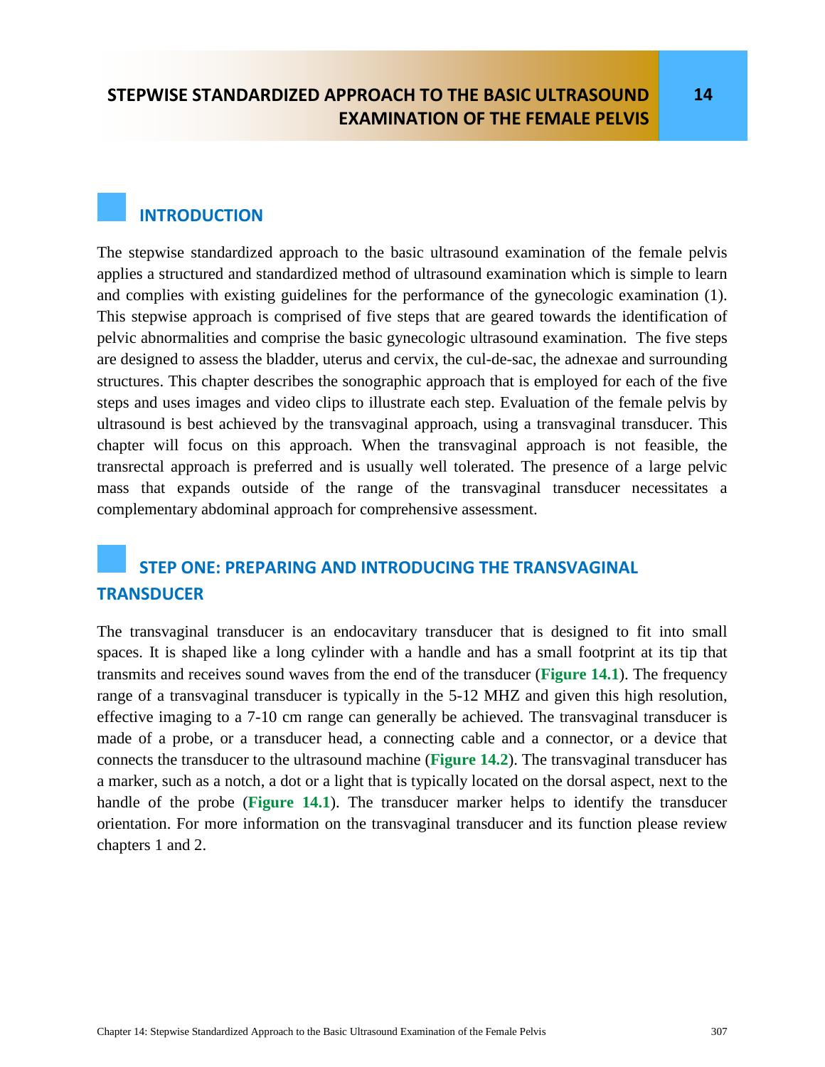# STEPWISE STANDARDIZED APPROACH TO THE BASIC ULTRASOUND EXAMINATION OF THE FEMALE PELVIS

14

## INTRODUCTION

The stepwise standardized approach to the basic ultrasound examination of the female pelvis applies a structured and standardized method of ultrasound examination which is simple to learn and complies with existing guidelines for the performance of the gynecologic examination (1). This stepwise approach is comprised of five steps that are geared towards the identification of pelvic abnormalities and comprise the basic gynecologic ultrasound examination. The five steps are designed to assess the bladder, uterus and cervix, the cul-de-sac, the adnexae and surrounding structures. This chapter describes the sonographic approach that is employed for each of the five steps and uses images and video clips to illustrate each step. Evaluation of the female pelvis by ultrasound is best achieved by the transvaginal approach, using a transvaginal transducer. This chapter will focus on this approach. When the transvaginal approach is not feasible, the transrectal approach is preferred and is usually well tolerated. The presence of a large pelvic mass that expands outside of the range of the transvaginal transducer necessitates a complementary abdominal approach for comprehensive assessment.

## STEP ONE: PREPARING AND INTRODUCING THE TRANSVAGINAL TRANSDUCER

The transvaginal transducer is an endocavitary transducer that is designed to fit into small spaces. It is shaped like a long cylinder with a handle and has a small footprint at its tip that transmits and receives sound waves from the end of the transducer (**Figure 14.1**). The frequency range of a transvaginal transducer is typically in the 5-12 MHZ and given this high resolution, effective imaging to a 7-10 cm range can generally be achieved. The transvaginal transducer is made of a probe, or a transducer head, a connecting cable and a connector, or a device that connects the transducer to the ultrasound machine (**Figure 14.2**). The transvaginal transducer has a marker, such as a notch, a dot or a light that is typically located on the dorsal aspect, next to the handle of the probe (**Figure 14.1**). The transducer marker helps to identify the transducer orientation. For more information on the transvaginal transducer and its function please review chapters 1 and 2.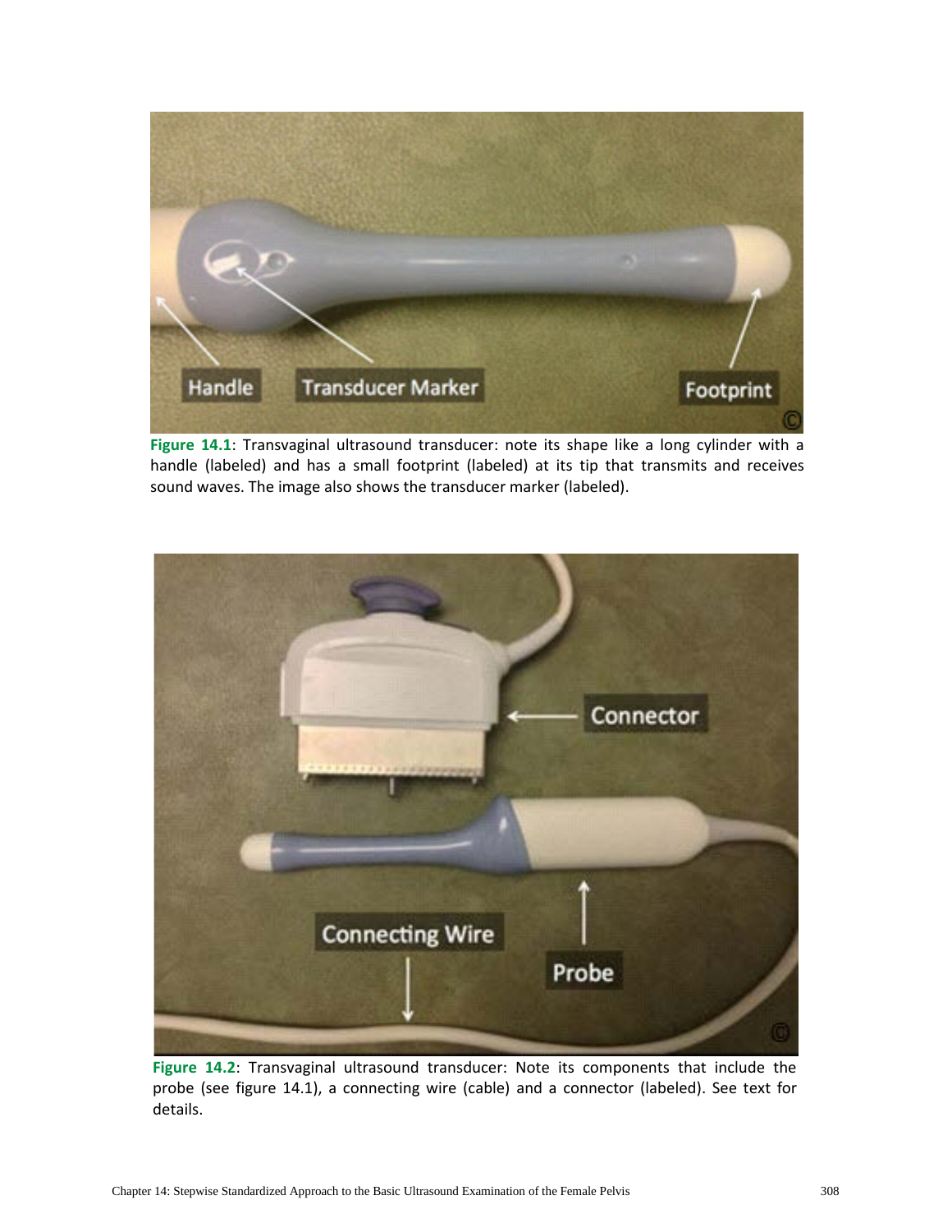**Figure 14.1**: Transvaginal ultrasound transducer: note its shape like a long cylinder with a handle (labeled) and has a small footprint (labeled) at its tip that transmits and receives sound waves. The image also shows the transducer marker (labeled).

**Figure 14.2**: Transvaginal ultrasound transducer: Note its components that include the probe (see figure 14.1), a connecting wire (cable) and a connector (labeled). See text for details.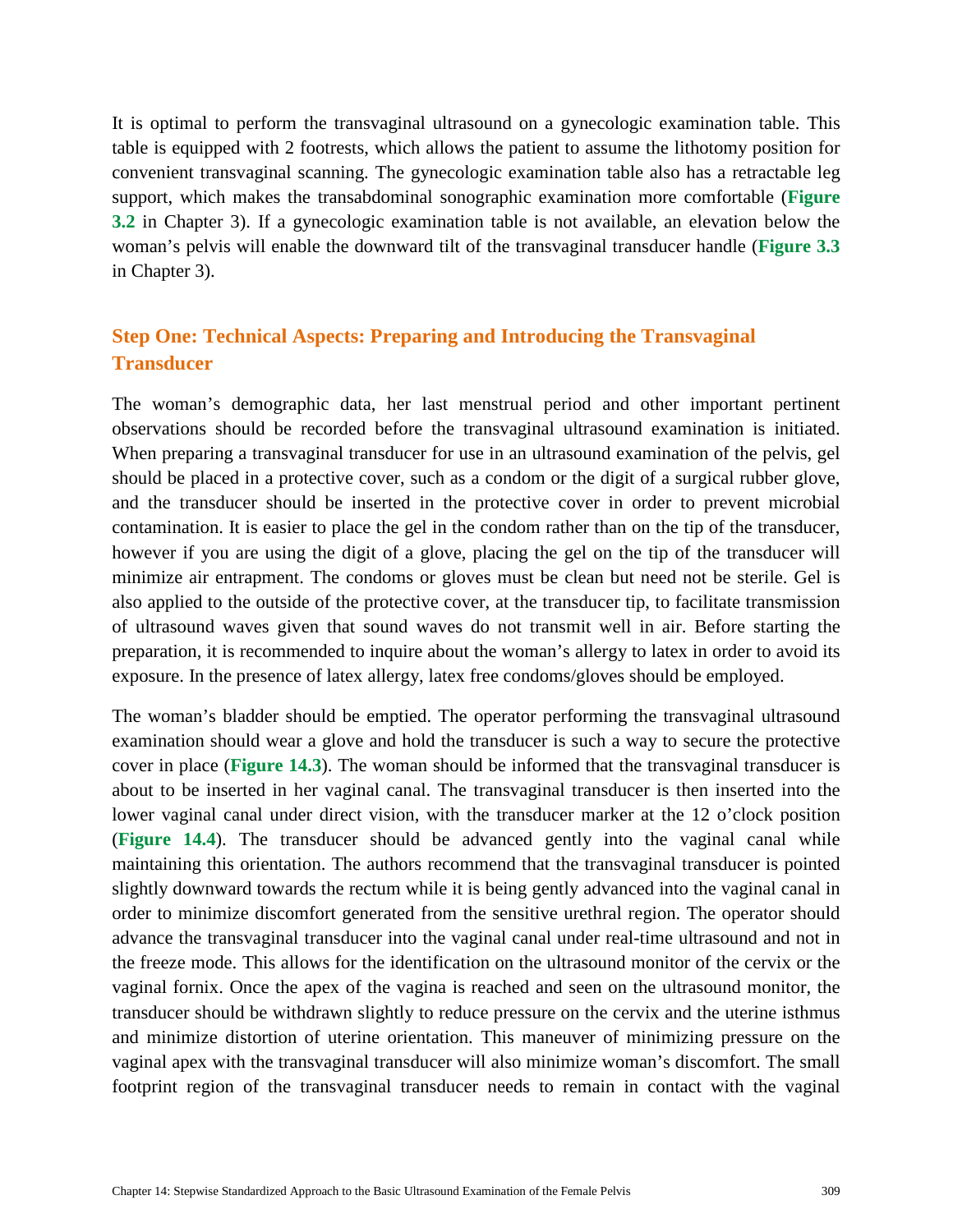It is optimal to perform the transvaginal ultrasound on a gynecologic examination table. This table is equipped with 2 footrests, which allows the patient to assume the lithotomy position for convenient transvaginal scanning. The gynecologic examination table also has a retractable leg support, which makes the transabdominal sonographic examination more comfortable (**Figure 3.2** in Chapter 3). If a gynecologic examination table is not available, an elevation below the woman's pelvis will enable the downward tilt of the transvaginal transducer handle (**Figure 3.3** in Chapter 3).

## Step One: Technical Aspects: Preparing and Introducing the Transvaginal Transducer

The woman's demographic data, her last menstrual period and other important pertinent observations should be recorded before the transvaginal ultrasound examination is initiated. When preparing a transvaginal transducer for use in an ultrasound examination of the pelvis, gel should be placed in a protective cover, such as a condom or the digit of a surgical rubber glove, and the transducer should be inserted in the protective cover in order to prevent microbial contamination. It is easier to place the gel in the condom rather than on the tip of the transducer, however if you are using the digit of a glove, placing the gel on the tip of the transducer will minimize air entrapment. The condoms or gloves must be clean but need not be sterile. Gel is also applied to the outside of the protective cover, at the transducer tip, to facilitate transmission of ultrasound waves given that sound waves do not transmit well in air. Before starting the preparation, it is recommended to inquire about the woman's allergy to latex in order to avoid its exposure. In the presence of latex allergy, latex free condoms/gloves should be employed.

The woman's bladder should be emptied. The operator performing the transvaginal ultrasound examination should wear a glove and hold the transducer is such a way to secure the protective cover in place (**Figure 14.3**). The woman should be informed that the transvaginal transducer is about to be inserted in her vaginal canal. The transvaginal transducer is then inserted into the lower vaginal canal under direct vision, with the transducer marker at the 12 o'clock position (**Figure 14.4**). The transducer should be advanced gently into the vaginal canal while maintaining this orientation. The authors recommend that the transvaginal transducer is pointed slightly downward towards the rectum while it is being gently advanced into the vaginal canal in order to minimize discomfort generated from the sensitive urethral region. The operator should advance the transvaginal transducer into the vaginal canal under real-time ultrasound and not in the freeze mode. This allows for the identification on the ultrasound monitor of the cervix or the vaginal fornix. Once the apex of the vagina is reached and seen on the ultrasound monitor, the transducer should be withdrawn slightly to reduce pressure on the cervix and the uterine isthmus and minimize distortion of uterine orientation. This maneuver of minimizing pressure on the vaginal apex with the transvaginal transducer will also minimize woman's discomfort. The small footprint region of the transvaginal transducer needs to remain in contact with the vaginal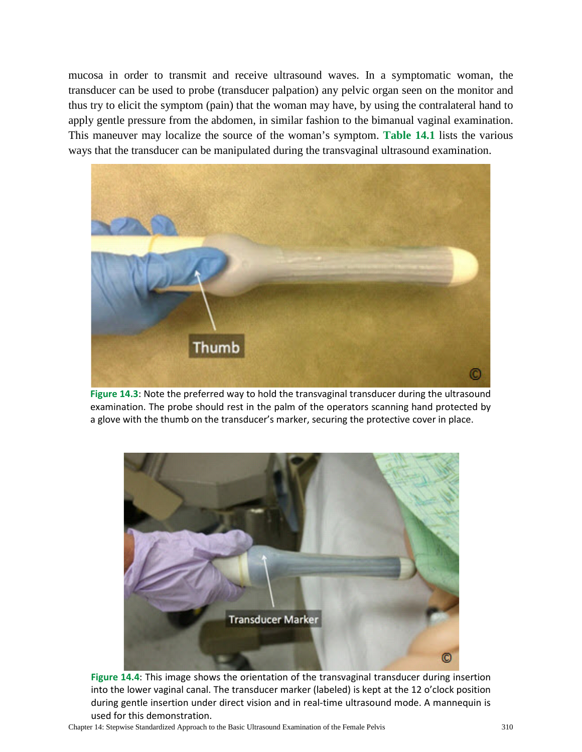mucosa in order to transmit and receive ultrasound waves. In a symptomatic woman, the transducer can be used to probe (transducer palpation) any pelvic organ seen on the monitor and thus try to elicit the symptom (pain) that the woman may have, by using the contralateral hand to apply gentle pressure from the abdomen, in similar fashion to the bimanual vaginal examination. This maneuver may localize the source of the woman's symptom. **Table 14.1** lists the various ways that the transducer can be manipulated during the transvaginal ultrasound examination.

**Figure 14.3**: Note the preferred way to hold the transvaginal transducer during the ultrasound examination. The probe should rest in the palm of the operators scanning hand protected by a glove with the thumb on the transducer's marker, securing the protective cover in place.

**Figure 14.4**: This image shows the orientation of the transvaginal transducer during insertion into the lower vaginal canal. The transducer marker (labeled) is kept at the 12 o'clock position during gentle insertion under direct vision and in real-time ultrasound mode. A mannequin is used for this demonstration.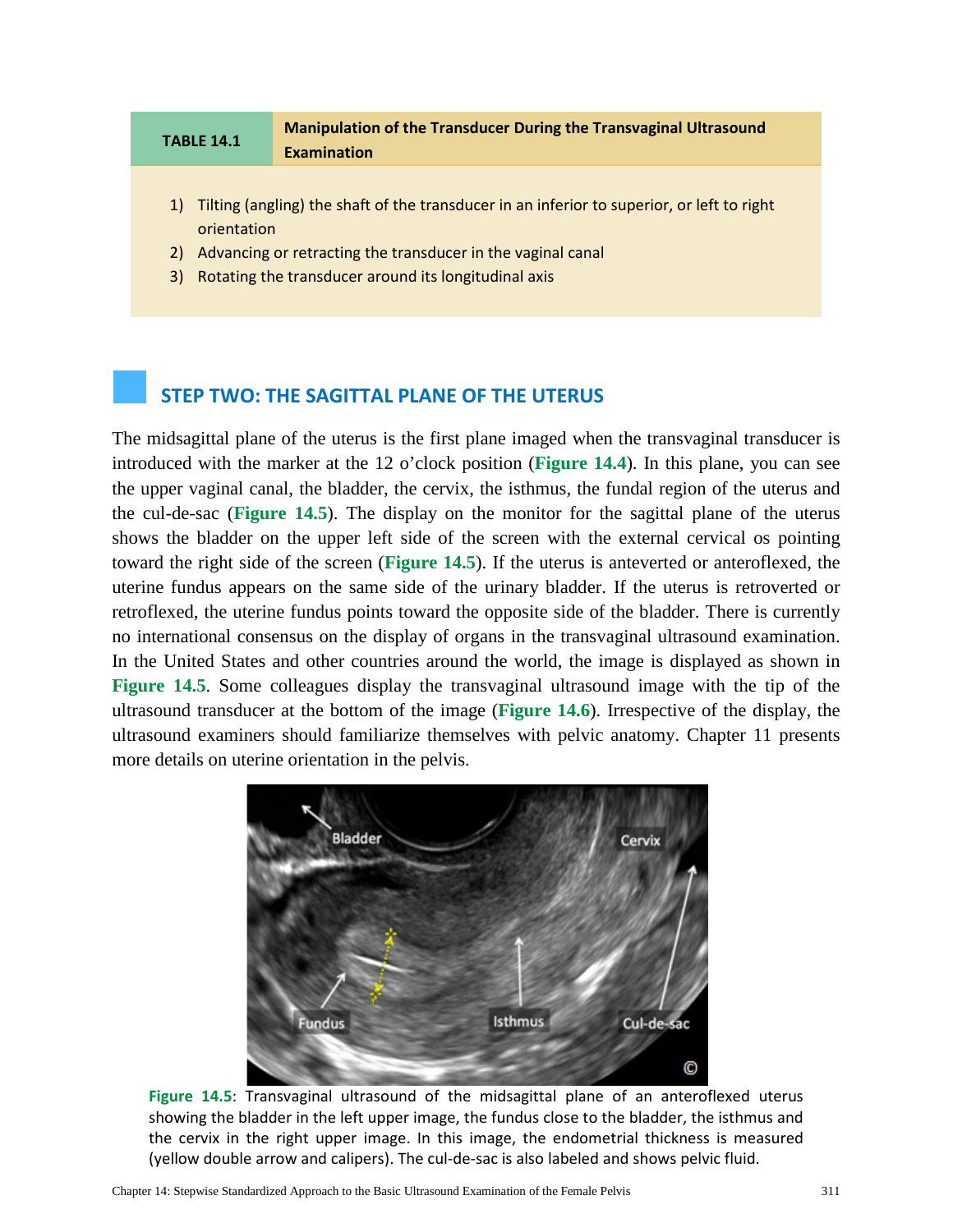| TABLE 14.1 | Manipulation of the Transducer During the Transvaginal Ultrasound Examination |
|---|---|

1) Tilting (angling) the shaft of the transducer in an inferior to superior, or left to right orientation
2) Advancing or retracting the transducer in the vaginal canal
3) Rotating the transducer around its longitudinal axis

## STEP TWO: THE SAGITTAL PLANE OF THE UTERUS

The midsagittal plane of the uterus is the first plane imaged when the transvaginal transducer is introduced with the marker at the 12 o'clock position (**Figure 14.4**). In this plane, you can see the upper vaginal canal, the bladder, the cervix, the isthmus, the fundal region of the uterus and the cul-de-sac (**Figure 14.5**). The display on the monitor for the sagittal plane of the uterus shows the bladder on the upper left side of the screen with the external cervical os pointing toward the right side of the screen (**Figure 14.5**). If the uterus is anteverted or anteroflexed, the uterine fundus appears on the same side of the urinary bladder. If the uterus is retroverted or retroflexed, the uterine fundus points toward the opposite side of the bladder. There is currently no international consensus on the display of organs in the transvaginal ultrasound examination. In the United States and other countries around the world, the image is displayed as shown in **Figure 14.5**. Some colleagues display the transvaginal ultrasound image with the tip of the ultrasound transducer at the bottom of the image (**Figure 14.6**). Irrespective of the display, the ultrasound examiners should familiarize themselves with pelvic anatomy. Chapter 11 presents more details on uterine orientation in the pelvis.

**Figure 14.5**: Transvaginal ultrasound of the midsagittal plane of an anteroflexed uterus showing the bladder in the left upper image, the fundus close to the bladder, the isthmus and the cervix in the right upper image. In this image, the endometrial thickness is measured (yellow double arrow and calipers). The cul-de-sac is also labeled and shows pelvic fluid.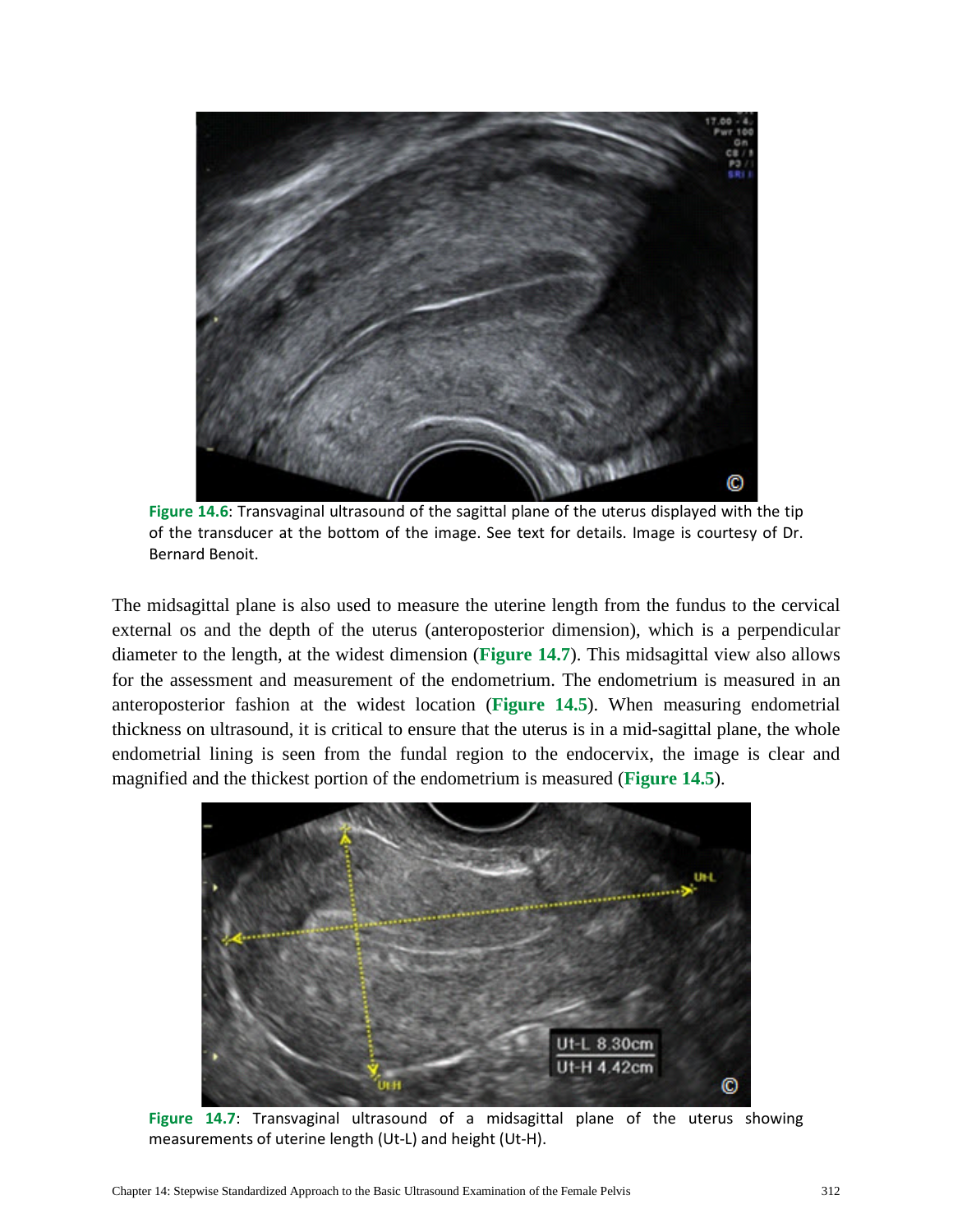Figure 14.6: Transvaginal ultrasound of the sagittal plane of the uterus displayed with the tip of the transducer at the bottom of the image. See text for details. Image is courtesy of Dr. Bernard Benoit.

The midsagittal plane is also used to measure the uterine length from the fundus to the cervical external os and the depth of the uterus (anteroposterior dimension), which is a perpendicular diameter to the length, at the widest dimension (**Figure 14.7**). This midsagittal view also allows for the assessment and measurement of the endometrium. The endometrium is measured in an anteroposterior fashion at the widest location (**Figure 14.5**). When measuring endometrial thickness on ultrasound, it is critical to ensure that the uterus is in a mid-sagittal plane, the whole endometrial lining is seen from the fundal region to the endocervix, the image is clear and magnified and the thickest portion of the endometrium is measured (**Figure 14.5**).

Figure 14.7: Transvaginal ultrasound of a midsagittal plane of the uterus showing measurements of uterine length (Ut-L) and height (Ut-H).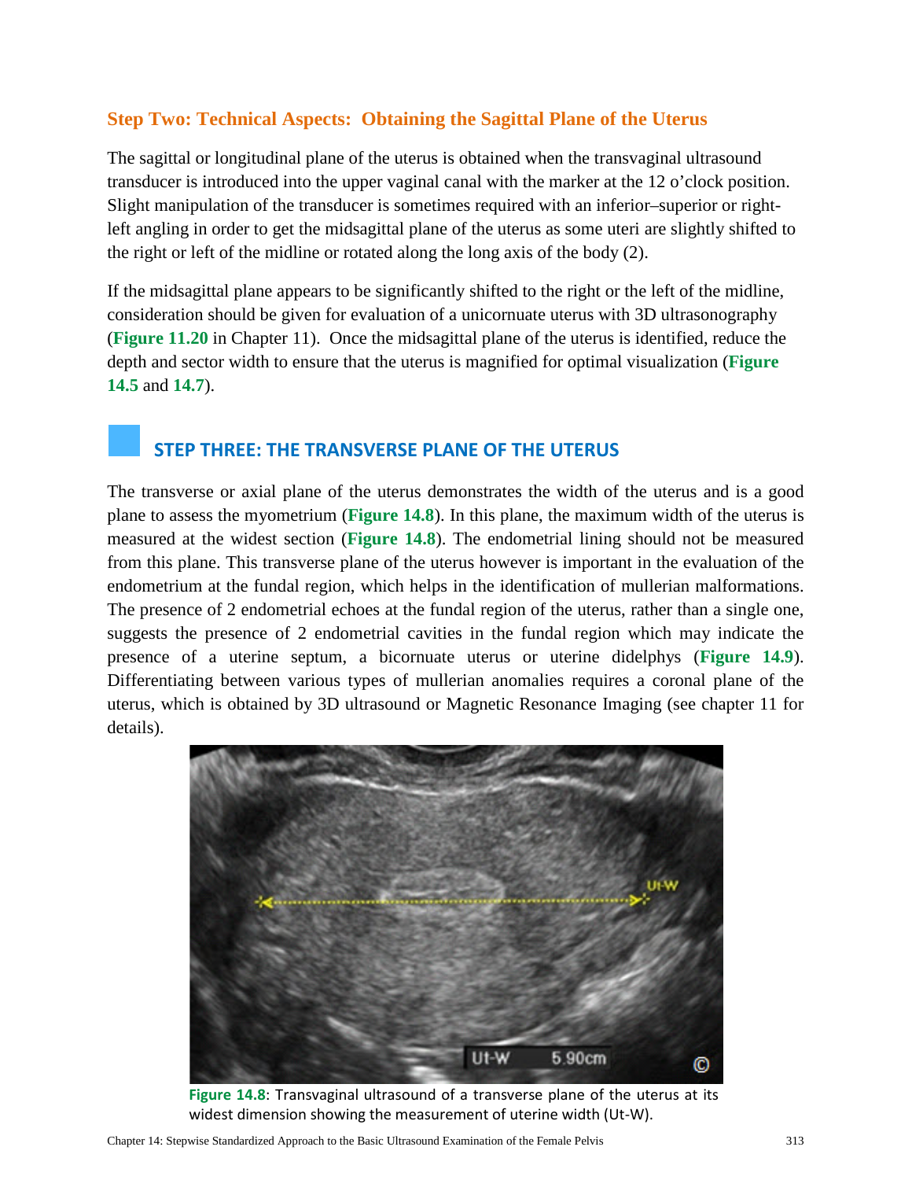### Step Two: Technical Aspects: Obtaining the Sagittal Plane of the Uterus

The sagittal or longitudinal plane of the uterus is obtained when the transvaginal ultrasound transducer is introduced into the upper vaginal canal with the marker at the 12 o'clock position. Slight manipulation of the transducer is sometimes required with an inferior–superior or right-left angling in order to get the midsagittal plane of the uterus as some uteri are slightly shifted to the right or left of the midline or rotated along the long axis of the body (2).

If the midsagittal plane appears to be significantly shifted to the right or the left of the midline, consideration should be given for evaluation of a unicornuate uterus with 3D ultrasonography (**Figure 11.20** in Chapter 11). Once the midsagittal plane of the uterus is identified, reduce the depth and sector width to ensure that the uterus is magnified for optimal visualization (**Figure 14.5** and **14.7**).

## STEP THREE: THE TRANSVERSE PLANE OF THE UTERUS

The transverse or axial plane of the uterus demonstrates the width of the uterus and is a good plane to assess the myometrium (**Figure 14.8**). In this plane, the maximum width of the uterus is measured at the widest section (**Figure 14.8**). The endometrial lining should not be measured from this plane. This transverse plane of the uterus however is important in the evaluation of the endometrium at the fundal region, which helps in the identification of mullerian malformations. The presence of 2 endometrial echoes at the fundal region of the uterus, rather than a single one, suggests the presence of 2 endometrial cavities in the fundal region which may indicate the presence of a uterine septum, a bicornuate uterus or uterine didelphys (**Figure 14.9**). Differentiating between various types of mullerian anomalies requires a coronal plane of the uterus, which is obtained by 3D ultrasound or Magnetic Resonance Imaging (see chapter 11 for details).

**Figure 14.8**: Transvaginal ultrasound of a transverse plane of the uterus at its widest dimension showing the measurement of uterine width (Ut-W).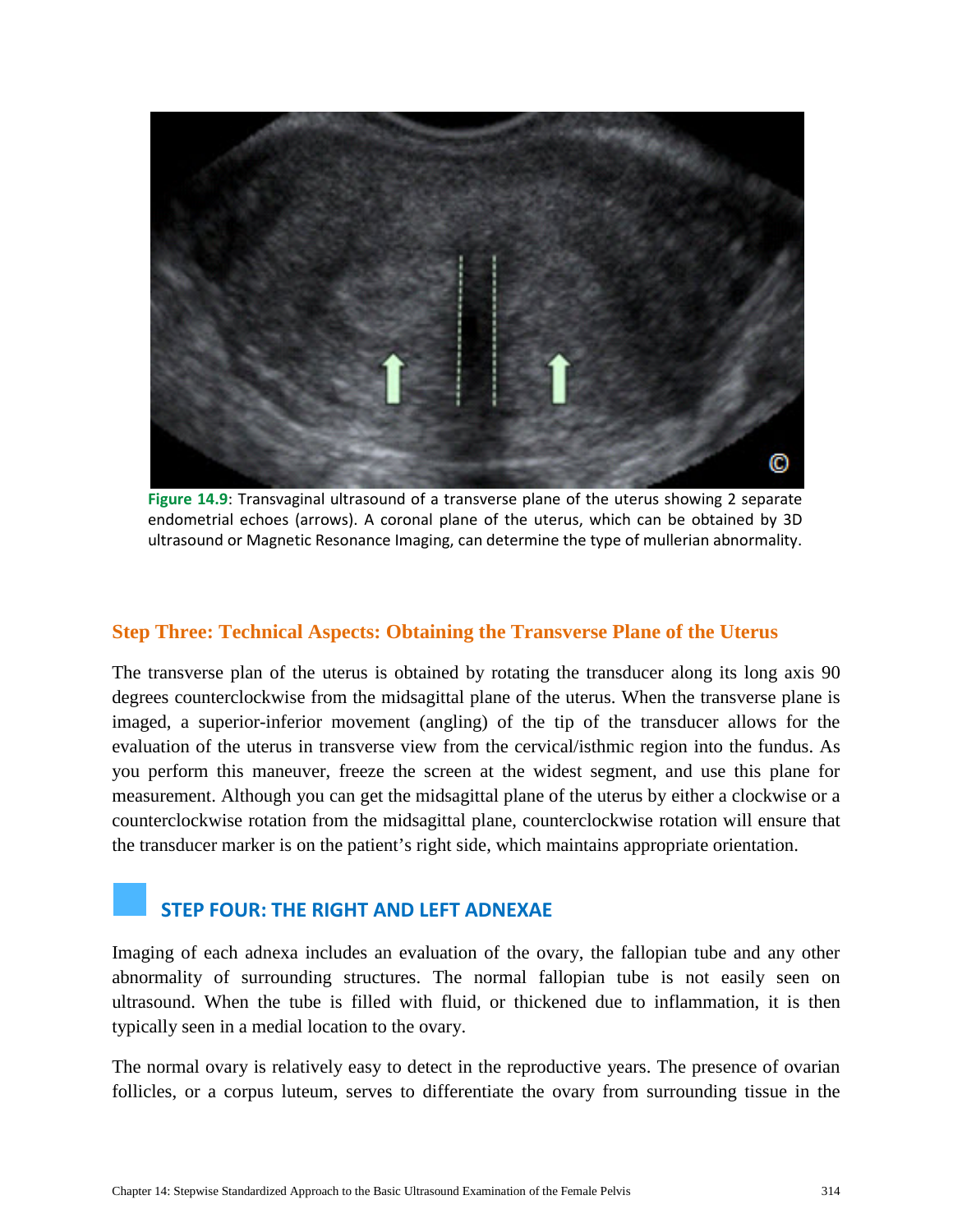Figure 14.9: Transvaginal ultrasound of a transverse plane of the uterus showing 2 separate endometrial echoes (arrows). A coronal plane of the uterus, which can be obtained by 3D ultrasound or Magnetic Resonance Imaging, can determine the type of mullerian abnormality.

### Step Three: Technical Aspects: Obtaining the Transverse Plane of the Uterus

The transverse plan of the uterus is obtained by rotating the transducer along its long axis 90 degrees counterclockwise from the midsagittal plane of the uterus. When the transverse plane is imaged, a superior-inferior movement (angling) of the tip of the transducer allows for the evaluation of the uterus in transverse view from the cervical/isthmic region into the fundus. As you perform this maneuver, freeze the screen at the widest segment, and use this plane for measurement. Although you can get the midsagittal plane of the uterus by either a clockwise or a counterclockwise rotation from the midsagittal plane, counterclockwise rotation will ensure that the transducer marker is on the patient's right side, which maintains appropriate orientation.

## STEP FOUR: THE RIGHT AND LEFT ADNEXAE

Imaging of each adnexa includes an evaluation of the ovary, the fallopian tube and any other abnormality of surrounding structures. The normal fallopian tube is not easily seen on ultrasound. When the tube is filled with fluid, or thickened due to inflammation, it is then typically seen in a medial location to the ovary.

The normal ovary is relatively easy to detect in the reproductive years. The presence of ovarian follicles, or a corpus luteum, serves to differentiate the ovary from surrounding tissue in the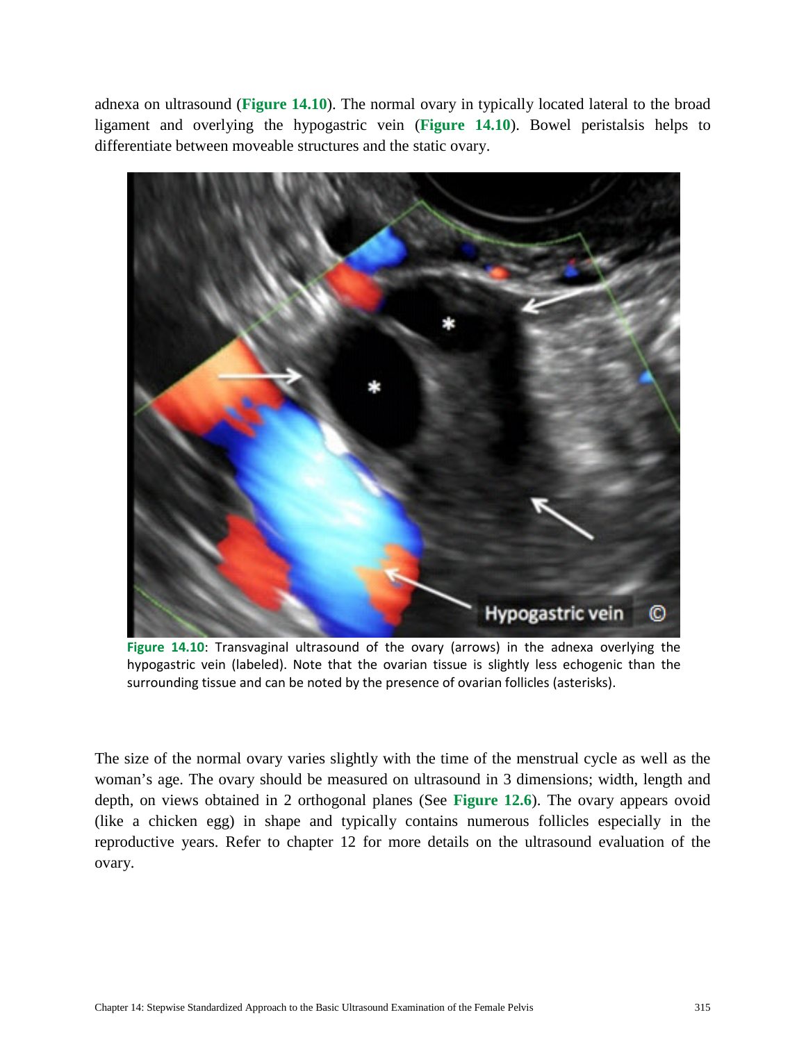adnexa on ultrasound (**Figure 14.10**). The normal ovary in typically located lateral to the broad ligament and overlying the hypogastric vein (**Figure 14.10**). Bowel peristalsis helps to differentiate between moveable structures and the static ovary.

**Figure 14.10**: Transvaginal ultrasound of the ovary (arrows) in the adnexa overlying the hypogastric vein (labeled). Note that the ovarian tissue is slightly less echogenic than the surrounding tissue and can be noted by the presence of ovarian follicles (asterisks).

The size of the normal ovary varies slightly with the time of the menstrual cycle as well as the woman's age. The ovary should be measured on ultrasound in 3 dimensions; width, length and depth, on views obtained in 2 orthogonal planes (See **Figure 12.6**). The ovary appears ovoid (like a chicken egg) in shape and typically contains numerous follicles especially in the reproductive years. Refer to chapter 12 for more details on the ultrasound evaluation of the ovary.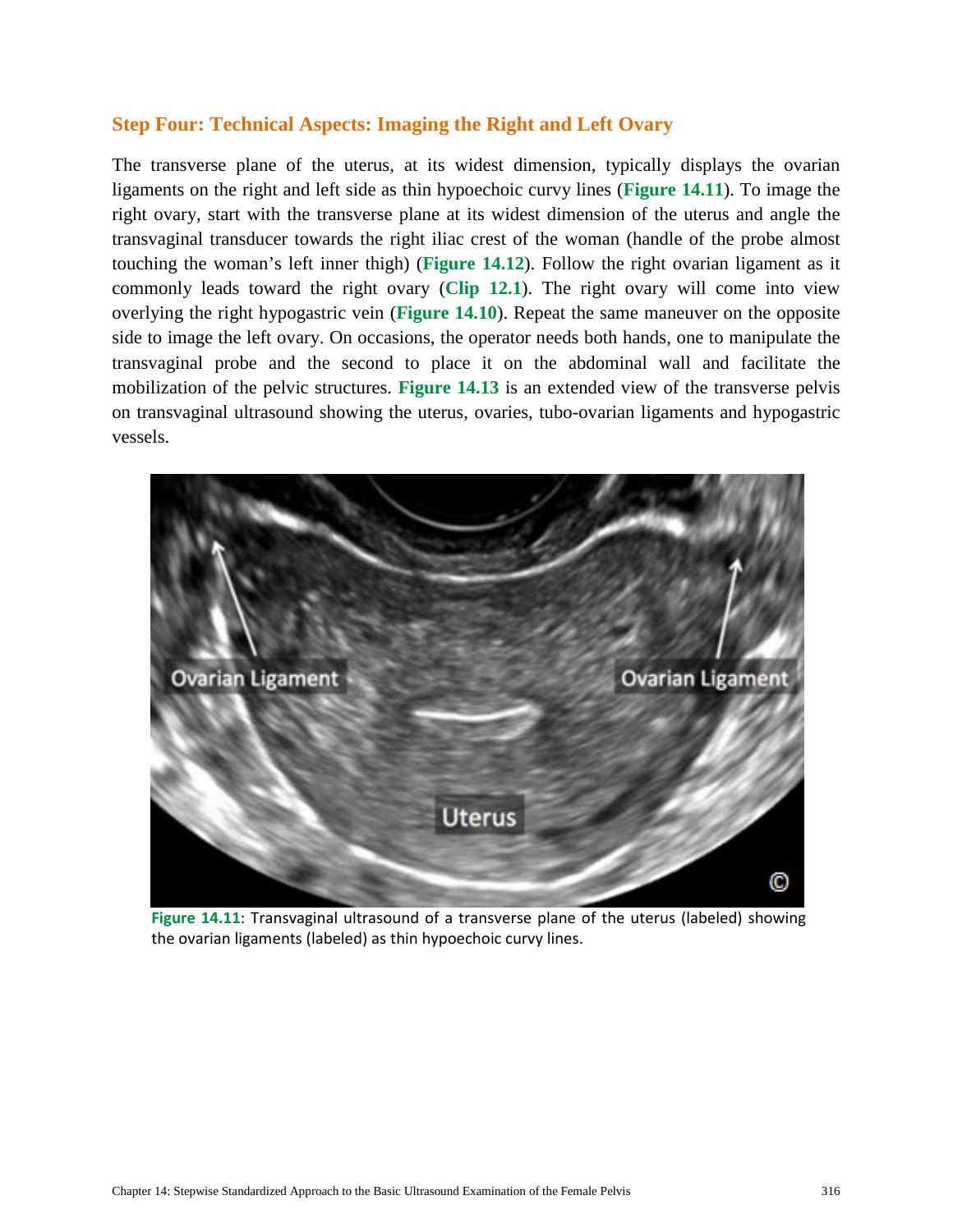### Step Four: Technical Aspects: Imaging the Right and Left Ovary

The transverse plane of the uterus, at its widest dimension, typically displays the ovarian ligaments on the right and left side as thin hypoechoic curvy lines (**Figure 14.11**). To image the right ovary, start with the transverse plane at its widest dimension of the uterus and angle the transvaginal transducer towards the right iliac crest of the woman (handle of the probe almost touching the woman's left inner thigh) (**Figure 14.12**). Follow the right ovarian ligament as it commonly leads toward the right ovary (**Clip 12.1**). The right ovary will come into view overlying the right hypogastric vein (**Figure 14.10**). Repeat the same maneuver on the opposite side to image the left ovary. On occasions, the operator needs both hands, one to manipulate the transvaginal probe and the second to place it on the abdominal wall and facilitate the mobilization of the pelvic structures. **Figure 14.13** is an extended view of the transverse pelvis on transvaginal ultrasound showing the uterus, ovaries, tubo-ovarian ligaments and hypogastric vessels.

**Figure 14.11**: Transvaginal ultrasound of a transverse plane of the uterus (labeled) showing the ovarian ligaments (labeled) as thin hypoechoic curvy lines.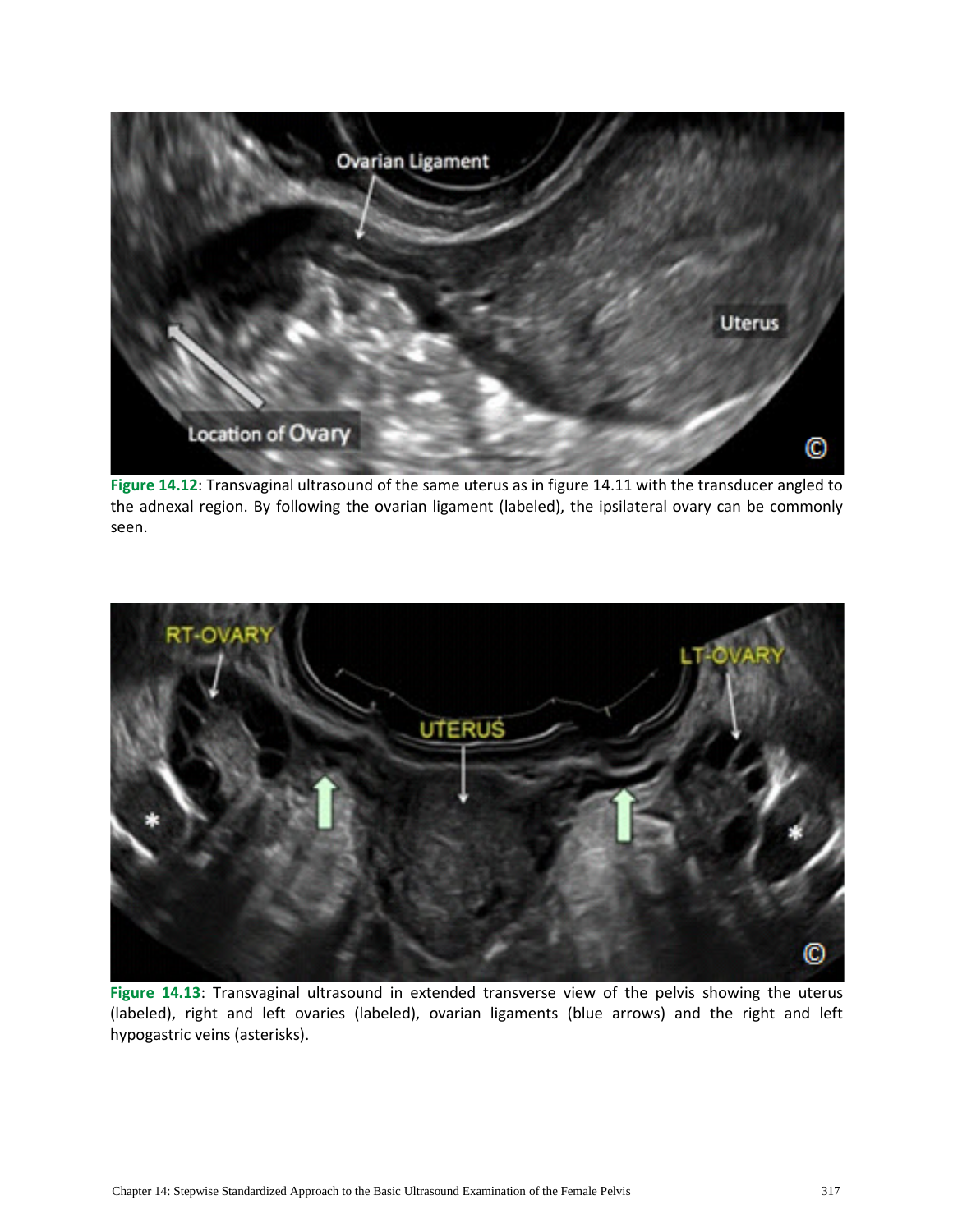**Figure 14.12**: Transvaginal ultrasound of the same uterus as in figure 14.11 with the transducer angled to the adnexal region. By following the ovarian ligament (labeled), the ipsilateral ovary can be commonly seen.

**Figure 14.13**: Transvaginal ultrasound in extended transverse view of the pelvis showing the uterus (labeled), right and left ovaries (labeled), ovarian ligaments (blue arrows) and the right and left hypogastric veins (asterisks).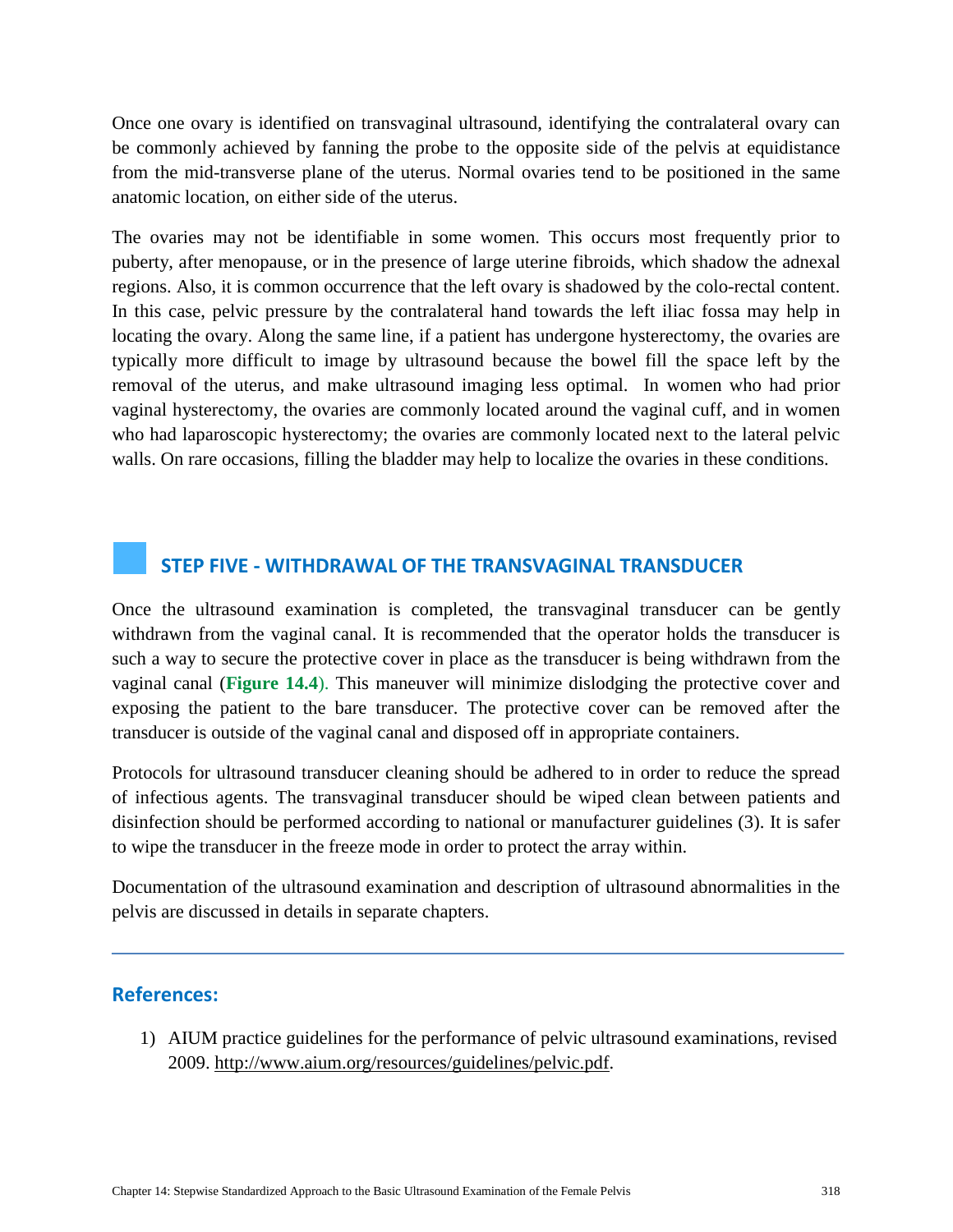Once one ovary is identified on transvaginal ultrasound, identifying the contralateral ovary can be commonly achieved by fanning the probe to the opposite side of the pelvis at equidistance from the mid-transverse plane of the uterus. Normal ovaries tend to be positioned in the same anatomic location, on either side of the uterus.

The ovaries may not be identifiable in some women. This occurs most frequently prior to puberty, after menopause, or in the presence of large uterine fibroids, which shadow the adnexal regions. Also, it is common occurrence that the left ovary is shadowed by the colo-rectal content. In this case, pelvic pressure by the contralateral hand towards the left iliac fossa may help in locating the ovary. Along the same line, if a patient has undergone hysterectomy, the ovaries are typically more difficult to image by ultrasound because the bowel fill the space left by the removal of the uterus, and make ultrasound imaging less optimal. In women who had prior vaginal hysterectomy, the ovaries are commonly located around the vaginal cuff, and in women who had laparoscopic hysterectomy; the ovaries are commonly located next to the lateral pelvic walls. On rare occasions, filling the bladder may help to localize the ovaries in these conditions.

## STEP FIVE - WITHDRAWAL OF THE TRANSVAGINAL TRANSDUCER

Once the ultrasound examination is completed, the transvaginal transducer can be gently withdrawn from the vaginal canal. It is recommended that the operator holds the transducer is such a way to secure the protective cover in place as the transducer is being withdrawn from the vaginal canal (**Figure 14.4**). This maneuver will minimize dislodging the protective cover and exposing the patient to the bare transducer. The protective cover can be removed after the transducer is outside of the vaginal canal and disposed off in appropriate containers.

Protocols for ultrasound transducer cleaning should be adhered to in order to reduce the spread of infectious agents. The transvaginal transducer should be wiped clean between patients and disinfection should be performed according to national or manufacturer guidelines (3). It is safer to wipe the transducer in the freeze mode in order to protect the array within.

Documentation of the ultrasound examination and description of ultrasound abnormalities in the pelvis are discussed in details in separate chapters.

---

## References:

1) AIUM practice guidelines for the performance of pelvic ultrasound examinations, revised 2009. http://www.aium.org/resources/guidelines/pelvic.pdf.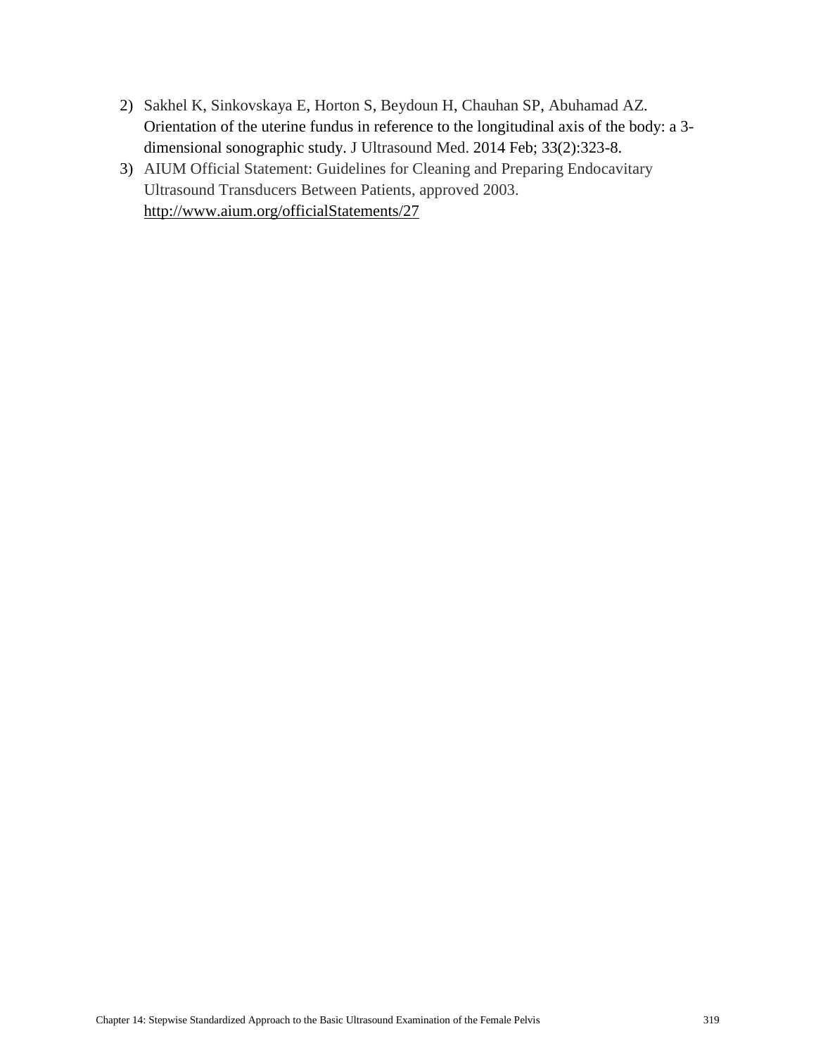2) Sakhel K, Sinkovskaya E, Horton S, Beydoun H, Chauhan SP, Abuhamad AZ. Orientation of the uterine fundus in reference to the longitudinal axis of the body: a 3-dimensional sonographic study. J Ultrasound Med. 2014 Feb; 33(2):323-8.
3) AIUM Official Statement: Guidelines for Cleaning and Preparing Endocavitary Ultrasound Transducers Between Patients, approved 2003. http://www.aium.org/officialStatements/27